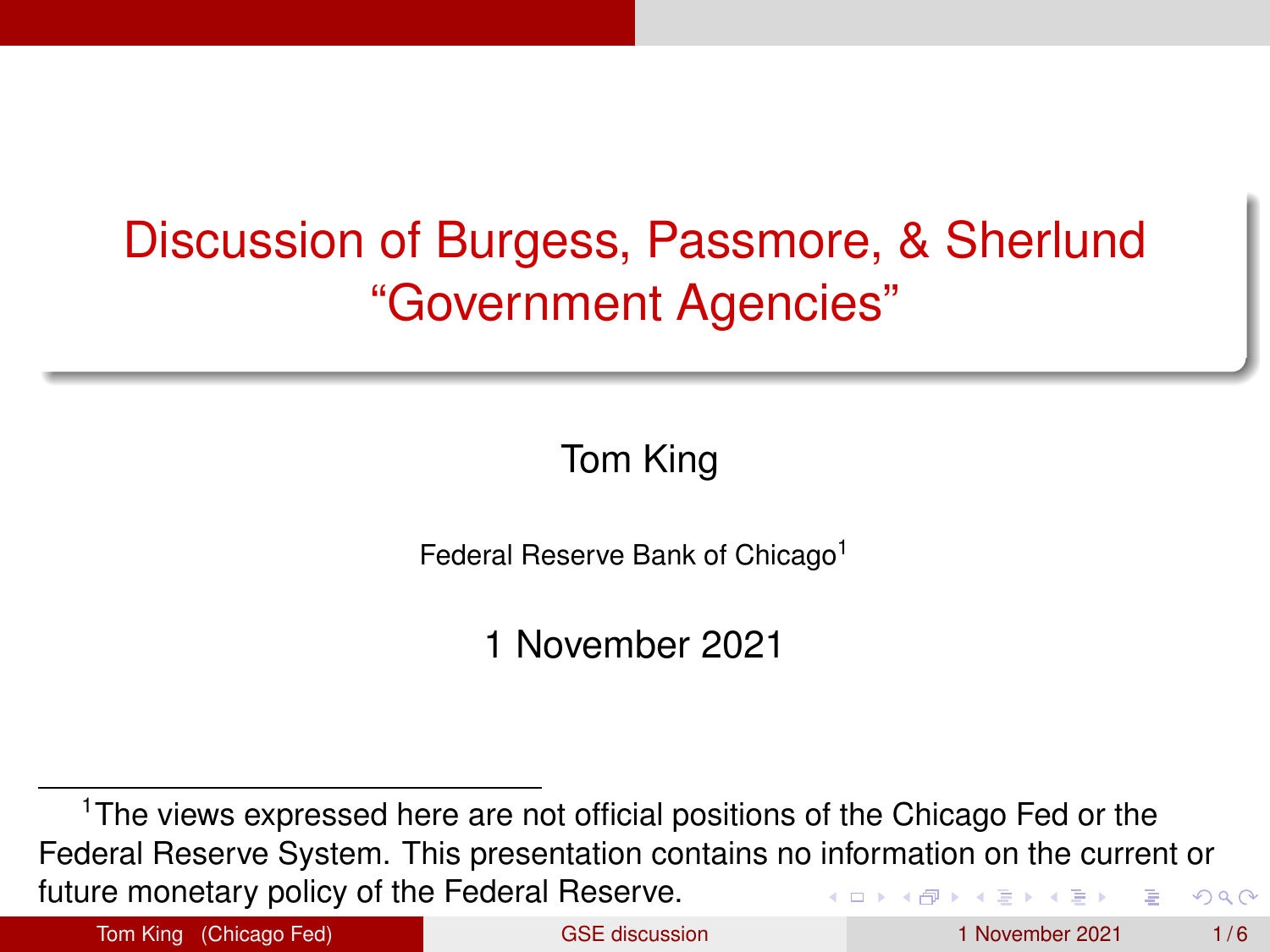# Discussion of Burgess, Passmore, & Sherlund "Government Agencies"

Tom King

Federal Reserve Bank of Chicago[1]

1 November 2021

[1] The views expressed here are not official positions of the Chicago Fed or the Federal Reserve System. This presentation contains no information on the current or future monetary policy of the Federal Reserve.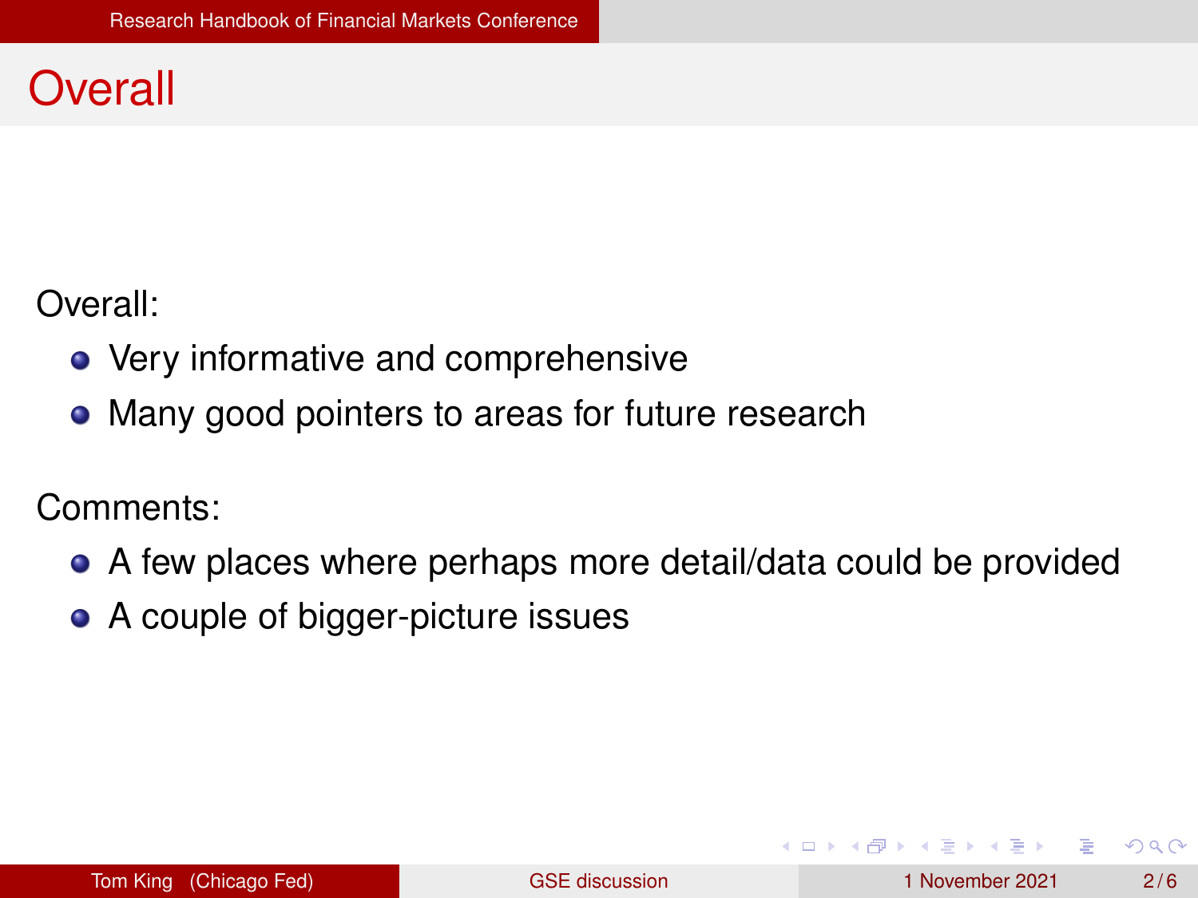# Overall

Overall:

- Very informative and comprehensive
- Many good pointers to areas for future research

Comments:

- A few places where perhaps more detail/data could be provided
- A couple of bigger-picture issues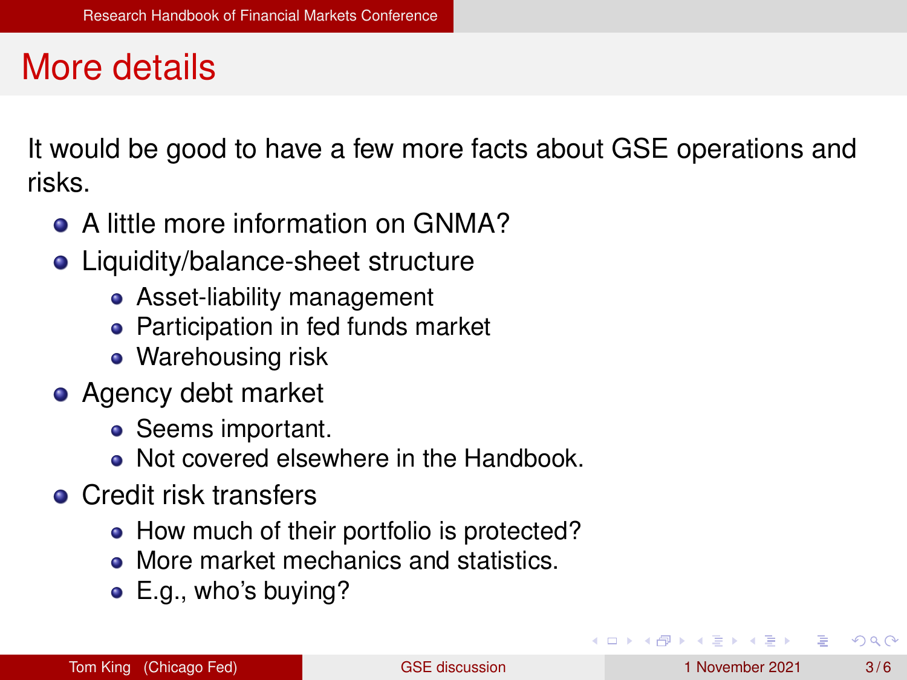# More details

It would be good to have a few more facts about GSE operations and risks.

- A little more information on GNMA?
- Liquidity/balance-sheet structure
  - Asset-liability management
  - Participation in fed funds market
  - Warehousing risk
- Agency debt market
  - Seems important.
  - Not covered elsewhere in the Handbook.
- Credit risk transfers
  - How much of their portfolio is protected?
  - More market mechanics and statistics.
  - E.g., who's buying?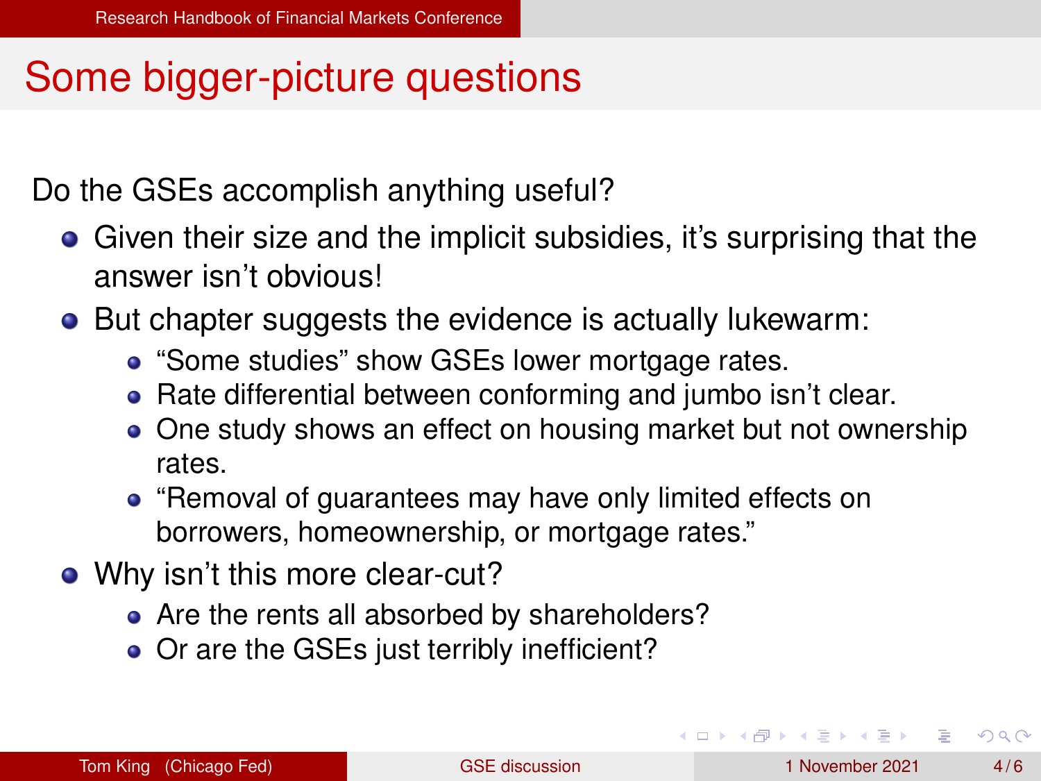# Some bigger-picture questions

Do the GSEs accomplish anything useful?

- Given their size and the implicit subsidies, it's surprising that the answer isn't obvious!
- But chapter suggests the evidence is actually lukewarm:
  - "Some studies" show GSEs lower mortgage rates.
  - Rate differential between conforming and jumbo isn't clear.
  - One study shows an effect on housing market but not ownership rates.
  - "Removal of guarantees may have only limited effects on borrowers, homeownership, or mortgage rates."
- Why isn't this more clear-cut?
  - Are the rents all absorbed by shareholders?
  - Or are the GSEs just terribly inefficient?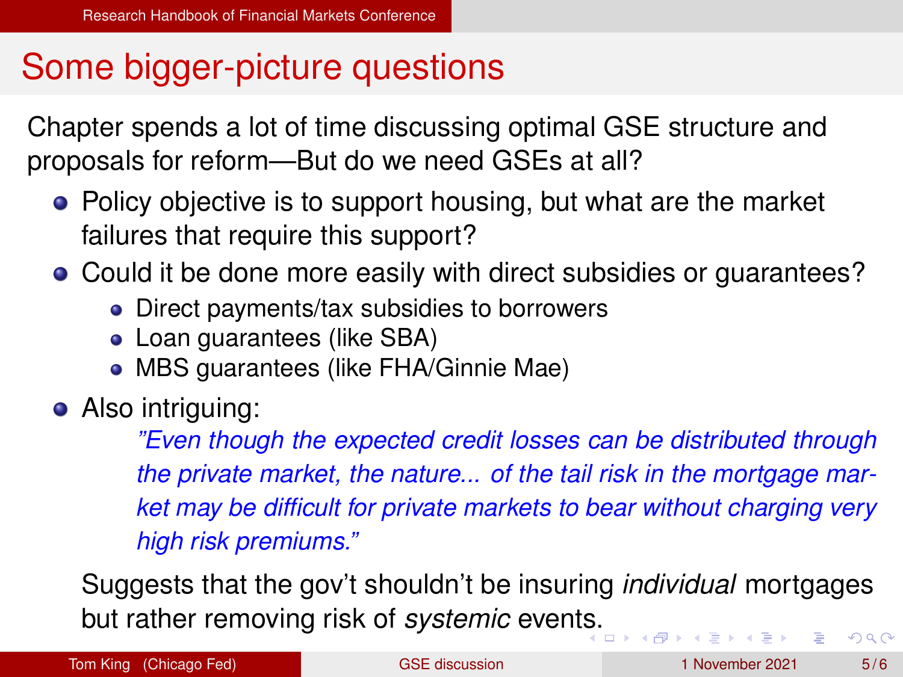# Some bigger-picture questions

Chapter spends a lot of time discussing optimal GSE structure and proposals for reform—But do we need GSEs at all?

- Policy objective is to support housing, but what are the market failures that require this support?
- Could it be done more easily with direct subsidies or guarantees?
  - Direct payments/tax subsidies to borrowers
  - Loan guarantees (like SBA)
  - MBS guarantees (like FHA/Ginnie Mae)
- Also intriguing:

  *"Even though the expected credit losses can be distributed through the private market, the nature... of the tail risk in the mortgage market may be difficult for private markets to bear without charging very high risk premiums."*

  Suggests that the gov't shouldn't be insuring *individual* mortgages but rather removing risk of *systemic* events.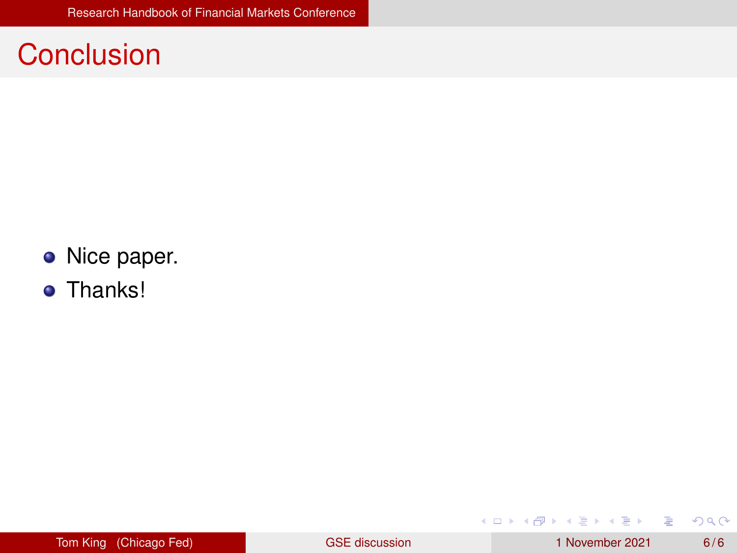# Conclusion

- Nice paper.
- Thanks!